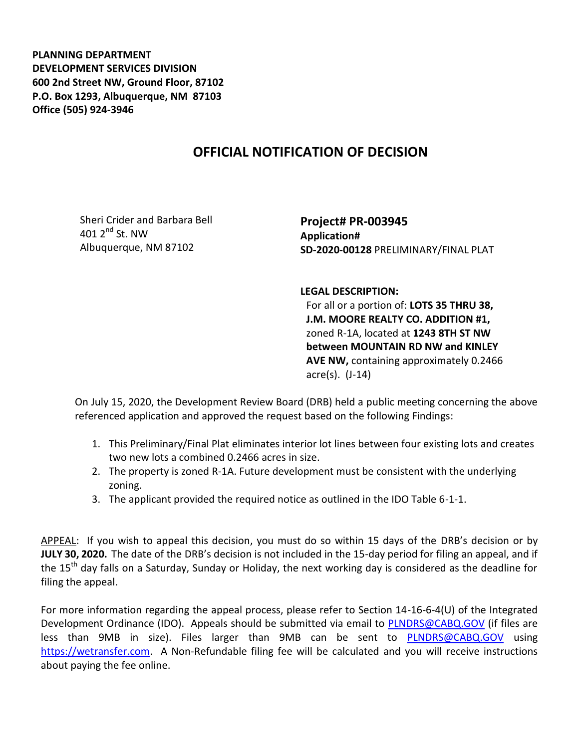**PLANNING DEPARTMENT**
**DEVELOPMENT SERVICES DIVISION**
**600 2nd Street NW, Ground Floor, 87102**
**P.O. Box 1293, Albuquerque, NM 87103**
**Office (505) 924-3946**

# OFFICIAL NOTIFICATION OF DECISION

Sheri Crider and Barbara Bell
401 2nd St. NW
Albuquerque, NM 87102

**Project# PR-003945**
**Application#**
**SD-2020-00128** PRELIMINARY/FINAL PLAT

**LEGAL DESCRIPTION:**
For all or a portion of: **LOTS 35 THRU 38, J.M. MOORE REALTY CO. ADDITION #1,** zoned R-1A, located at **1243 8TH ST NW between MOUNTAIN RD NW and KINLEY AVE NW,** containing approximately 0.2466 acre(s). (J-14)

On July 15, 2020, the Development Review Board (DRB) held a public meeting concerning the above referenced application and approved the request based on the following Findings:

1. This Preliminary/Final Plat eliminates interior lot lines between four existing lots and creates two new lots a combined 0.2466 acres in size.
2. The property is zoned R-1A. Future development must be consistent with the underlying zoning.
3. The applicant provided the required notice as outlined in the IDO Table 6-1-1.

APPEAL: If you wish to appeal this decision, you must do so within 15 days of the DRB's decision or by **JULY 30, 2020.** The date of the DRB's decision is not included in the 15-day period for filing an appeal, and if the 15th day falls on a Saturday, Sunday or Holiday, the next working day is considered as the deadline for filing the appeal.

For more information regarding the appeal process, please refer to Section 14-16-6-4(U) of the Integrated Development Ordinance (IDO). Appeals should be submitted via email to PLNDRS@CABQ.GOV (if files are less than 9MB in size). Files larger than 9MB can be sent to PLNDRS@CABQ.GOV using https://wetransfer.com. A Non-Refundable filing fee will be calculated and you will receive instructions about paying the fee online.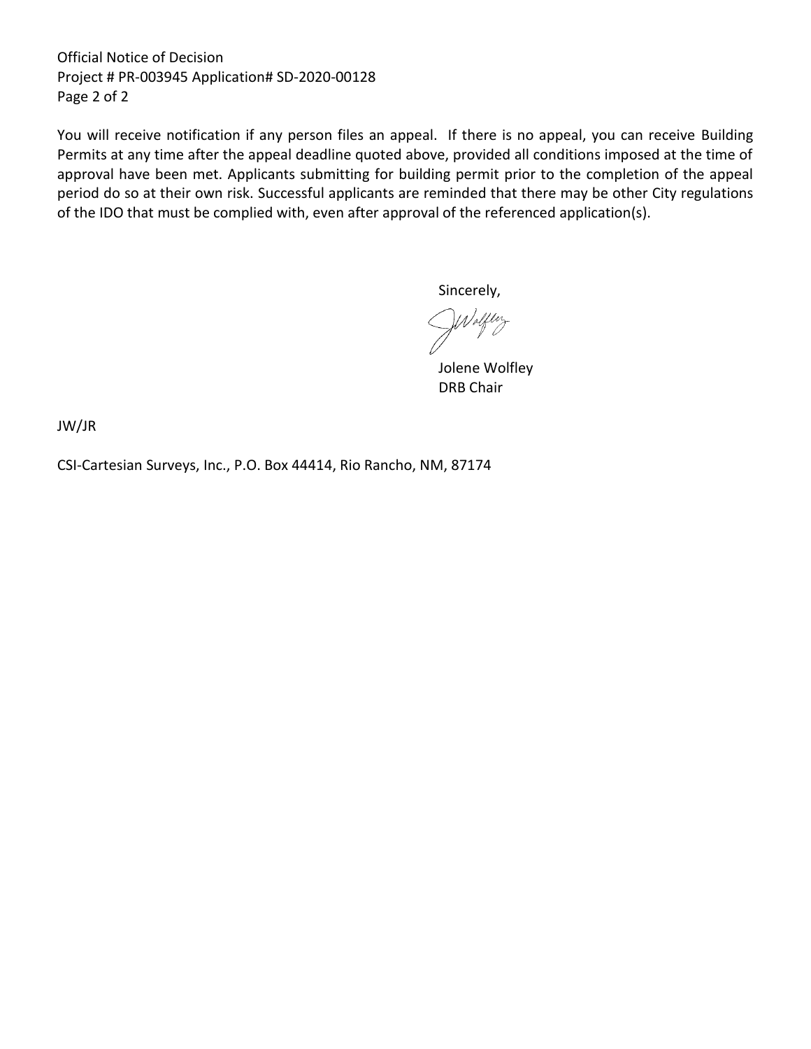You will receive notification if any person files an appeal. If there is no appeal, you can receive Building Permits at any time after the appeal deadline quoted above, provided all conditions imposed at the time of approval have been met. Applicants submitting for building permit prior to the completion of the appeal period do so at their own risk. Successful applicants are reminded that there may be other City regulations of the IDO that must be complied with, even after approval of the referenced application(s).

Sincerely,

Jolene Wolfley
DRB Chair

JW/JR

CSI-Cartesian Surveys, Inc., P.O. Box 44414, Rio Rancho, NM, 87174